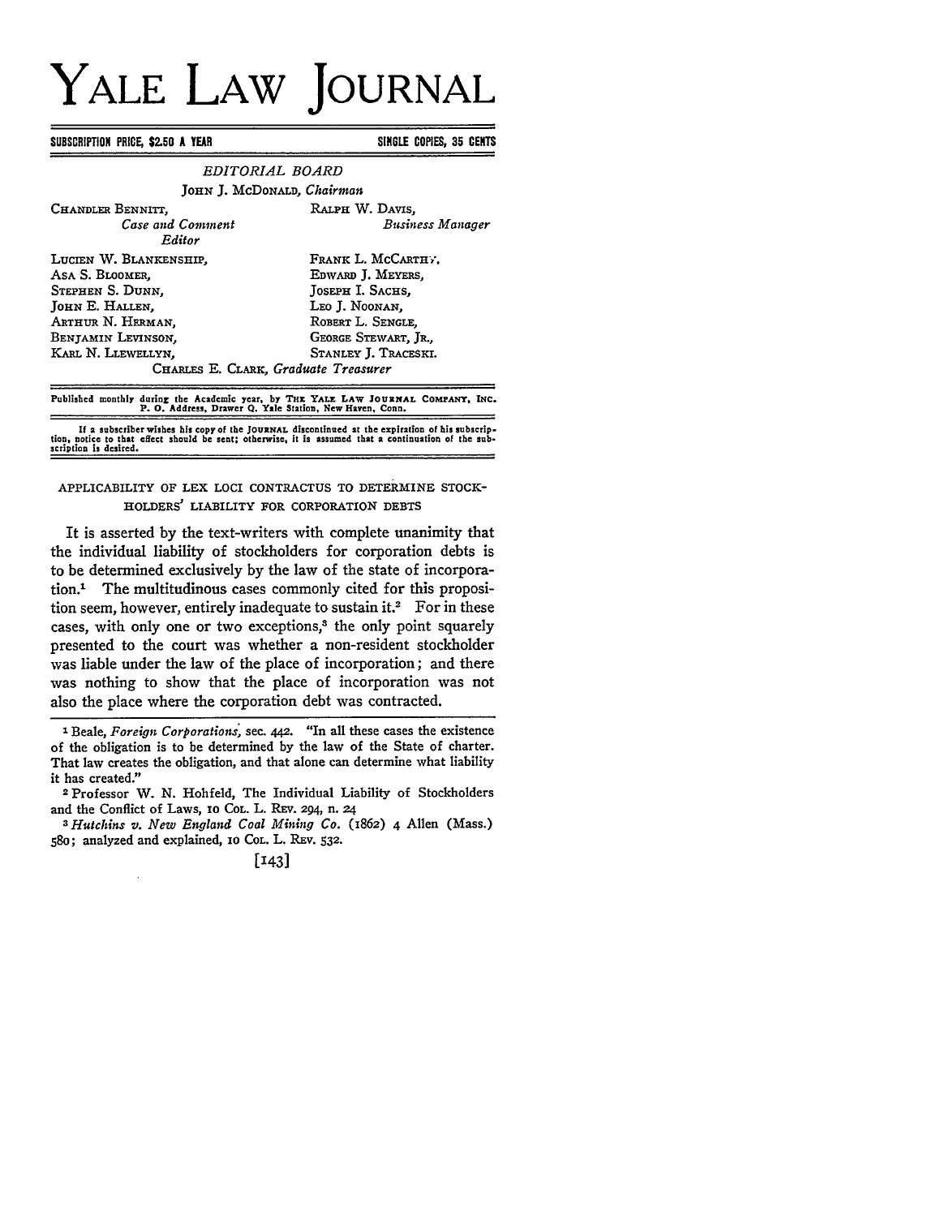# YALE LAW JOURNAL

SUBSCRIPTION PRICE, $2.50 A YEAR — SINGLE COPIES, 35 CENTS

*EDITORIAL BOARD*

JOHN J. McDONALD, *Chairman*

CHANDLER BENNITT, *Case and Comment Editor*

RALPH W. DAVIS, *Business Manager*

LUCIEN W. BLANKENSHIP,
ASA S. BLOOMER,
STEPHEN S. DUNN,
JOHN E. HALLEN,
ARTHUR N. HERMAN,
BENJAMIN LEVINSON,
KARL N. LLEWELLYN,

FRANK L. McCARTHY,
EDWARD J. MEYERS,
JOSEPH I. SACHS,
LEO J. NOONAN,
ROBERT L. SENGLE,
GEORGE STEWART, JR.,
STANLEY J. TRACESKI.

CHARLES E. CLARK, *Graduate Treasurer*

Published monthly during the Academic year, by THE YALE LAW JOURNAL COMPANY, INC. P. O. Address, Drawer Q, Yale Station, New Haven, Conn.

If a subscriber wishes his copy of the JOURNAL discontinued at the expiration of his subscription, notice to that effect should be sent; otherwise, it is assumed that a continuation of the subscription is desired.

## APPLICABILITY OF LEX LOCI CONTRACTUS TO DETERMINE STOCKHOLDERS' LIABILITY FOR CORPORATION DEBTS

It is asserted by the text-writers with complete unanimity that the individual liability of stockholders for corporation debts is to be determined exclusively by the law of the state of incorporation.[1] The multitudinous cases commonly cited for this proposition seem, however, entirely inadequate to sustain it.[2] For in these cases, with only one or two exceptions,[3] the only point squarely presented to the court was whether a non-resident stockholder was liable under the law of the place of incorporation; and there was nothing to show that the place of incorporation was not also the place where the corporation debt was contracted.

---

[1] Beale, *Foreign Corporations*, sec. 442. "In all these cases the existence of the obligation is to be determined by the law of the State of charter. That law creates the obligation, and that alone can determine what liability it has created."

[2] Professor W. N. Hohfeld, The Individual Liability of Stockholders and the Conflict of Laws, 10 COL. L. REV. 294, n. 24

[3] *Hutchins v. New England Coal Mining Co.* (1862) 4 Allen (Mass.) 580; analyzed and explained, 10 COL. L. REV. 532.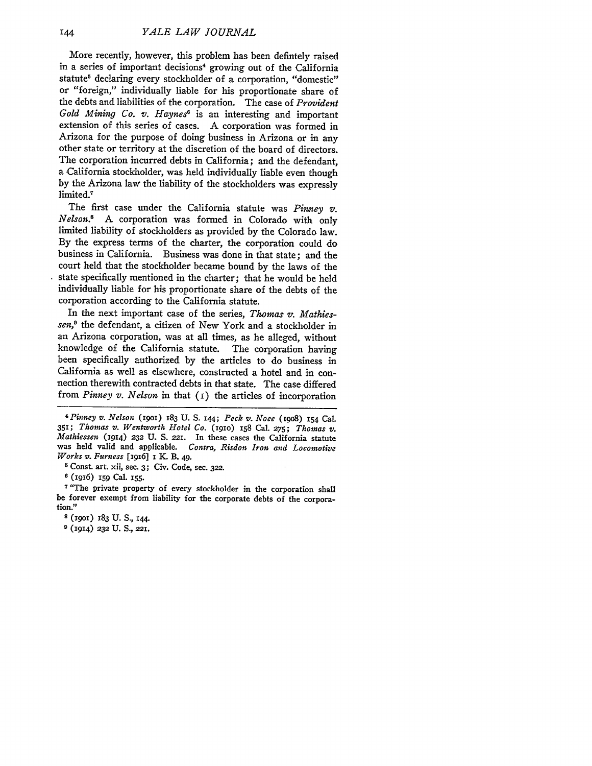More recently, however, this problem has been defintely raised in a series of important decisions[4] growing out of the California statute[5] declaring every stockholder of a corporation, "domestic" or "foreign," individually liable for his proportionate share of the debts and liabilities of the corporation. The case of *Provident Gold Mining Co. v. Haynes*[6] is an interesting and important extension of this series of cases. A corporation was formed in Arizona for the purpose of doing business in Arizona or in any other state or territory at the discretion of the board of directors. The corporation incurred debts in California; and the defendant, a California stockholder, was held individually liable even though by the Arizona law the liability of the stockholders was expressly limited.[7]

The first case under the California statute was *Pinney v. Nelson.*[8] A corporation was formed in Colorado with only limited liability of stockholders as provided by the Colorado law. By the express terms of the charter, the corporation could do business in California. Business was done in that state; and the court held that the stockholder became bound by the laws of the state specifically mentioned in the charter; that he would be held individually liable for his proportionate share of the debts of the corporation according to the California statute.

In the next important case of the series, *Thomas v. Mathiessen,*[9] the defendant, a citizen of New York and a stockholder in an Arizona corporation, was at all times, as he alleged, without knowledge of the California statute. The corporation having been specifically authorized by the articles to do business in California as well as elsewhere, constructed a hotel and in connection therewith contracted debts in that state. The case differed from *Pinney v. Nelson* in that (1) the articles of incorporation

---

[4] *Pinney v. Nelson* (1901) 183 U. S. 144; *Peck v. Noee* (1908) 154 Cal. 351; *Thomas v. Wentworth Hotel Co.* (1910) 158 Cal. 275; *Thomas v. Mathiessen* (1914) 232 U. S. 221. In these cases the California statute was held valid and applicable. *Contra, Risdon Iron and Locomotive Works v. Furness* [1916] 1 K. B. 49.

[5] Const. art. xii, sec. 3; Civ. Code, sec. 322.

[6] (1916) 159 Cal. 155.

[7] "The private property of every stockholder in the corporation shall be forever exempt from liability for the corporate debts of the corporation."

[8] (1901) 183 U. S., 144.

[9] (1914) 232 U. S., 221.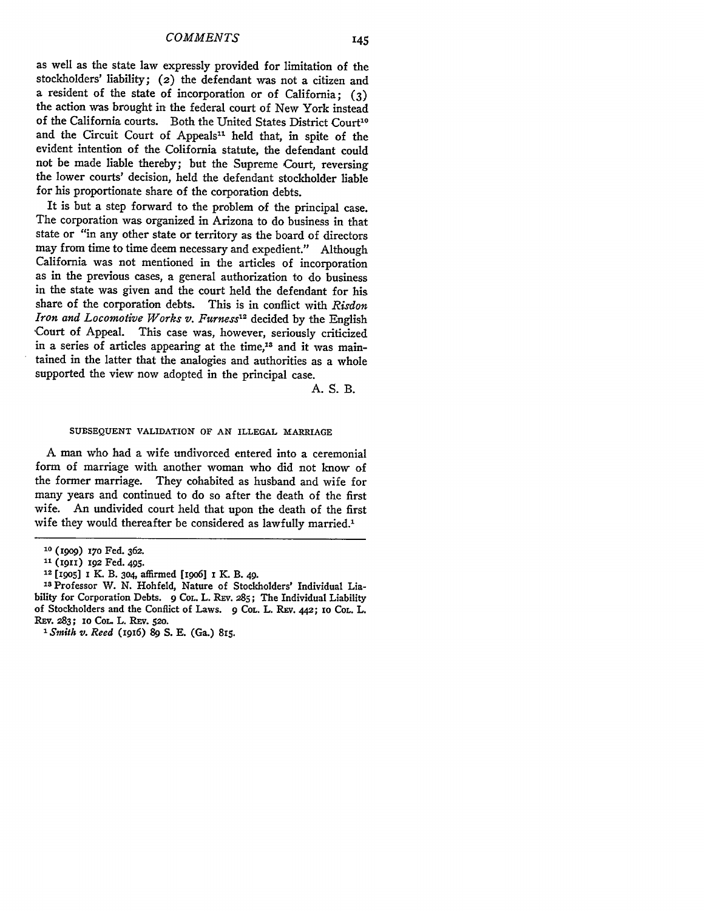as well as the state law expressly provided for limitation of the stockholders' liability; (2) the defendant was not a citizen and a resident of the state of incorporation or of California; (3) the action was brought in the federal court of New York instead of the California courts. Both the United States District Court[10] and the Circuit Court of Appeals[11] held that, in spite of the evident intention of the Colifornia statute, the defendant could not be made liable thereby; but the Supreme Court, reversing the lower courts' decision, held the defendant stockholder liable for his proportionate share of the corporation debts.

It is but a step forward to the problem of the principal case. The corporation was organized in Arizona to do business in that state or "in any other state or territory as the board of directors may from time to time deem necessary and expedient." Although California was not mentioned in the articles of incorporation as in the previous cases, a general authorization to do business in the state was given and the court held the defendant for his share of the corporation debts. This is in conflict with *Risdon Iron and Locomotive Works v. Furness*[12] decided by the English Court of Appeal. This case was, however, seriously criticized in a series of articles appearing at the time,[13] and it was maintained in the latter that the analogies and authorities as a whole supported the view now adopted in the principal case.

A. S. B.

## SUBSEQUENT VALIDATION OF AN ILLEGAL MARRIAGE

A man who had a wife undivorced entered into a ceremonial form of marriage with another woman who did not know of the former marriage. They cohabited as husband and wife for many years and continued to do so after the death of the first wife. An undivided court held that upon the death of the first wife they would thereafter be considered as lawfully married.[1]

---

[10] (1909) 170 Fed. 362.

[11] (1911) 192 Fed. 495.

[12] [1905] 1 K. B. 304, affirmed [1906] 1 K. B. 49.

[13] Professor W. N. Hohfeld, Nature of Stockholders' Individual Liability for Corporation Debts. 9 Col. L. Rev. 285; The Individual Liability of Stockholders and the Conflict of Laws. 9 Col. L. Rev. 442; 10 Col. L. Rev. 283; 10 Col. L. Rev. 520.

[1] *Smith v. Reed* (1916) 89 S. E. (Ga.) 815.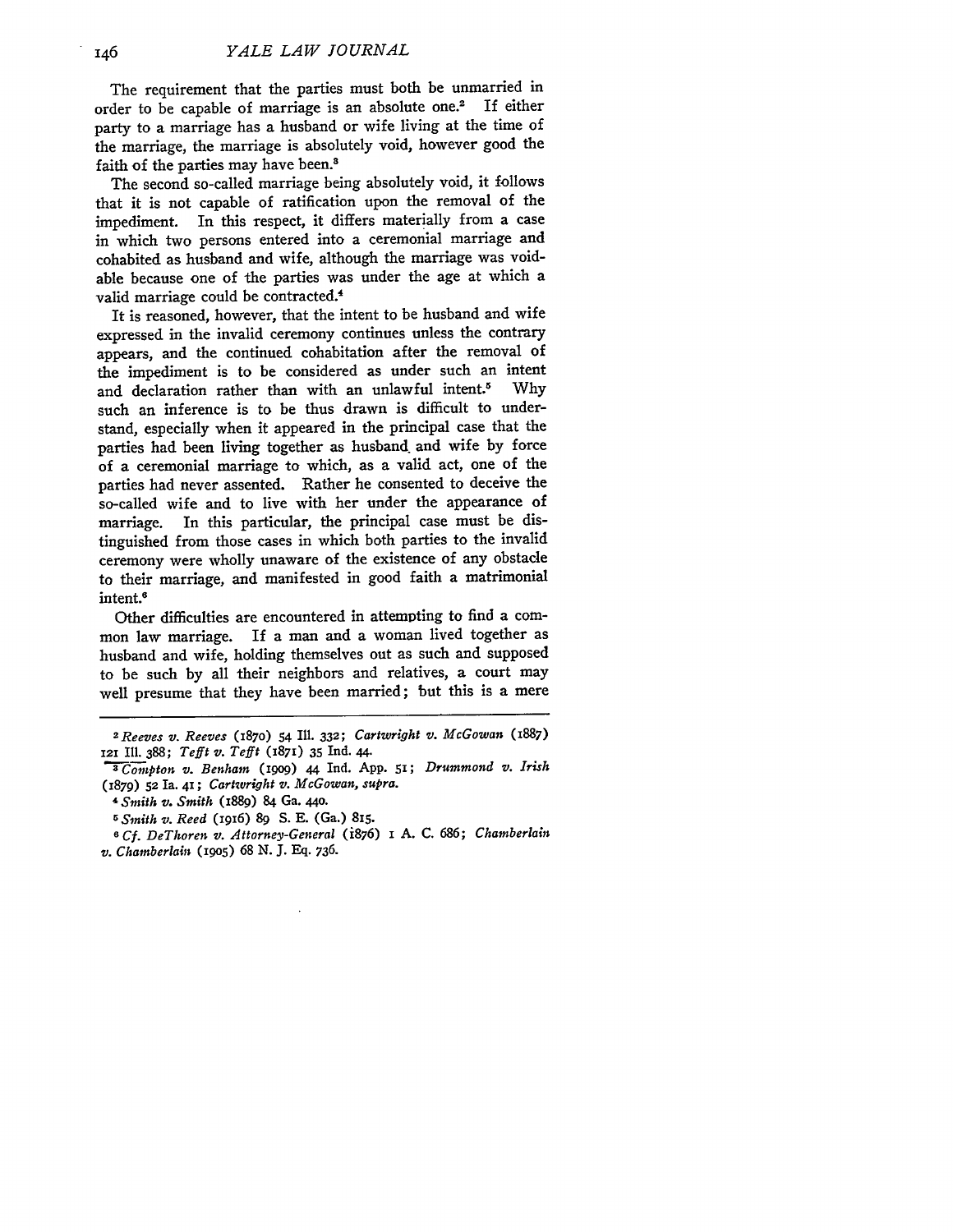The requirement that the parties must both be unmarried in order to be capable of marriage is an absolute one.[2] If either party to a marriage has a husband or wife living at the time of the marriage, the marriage is absolutely void, however good the faith of the parties may have been.[3]

The second so-called marriage being absolutely void, it follows that it is not capable of ratification upon the removal of the impediment. In this respect, it differs materially from a case in which two persons entered into a ceremonial marriage and cohabited as husband and wife, although the marriage was voidable because one of the parties was under the age at which a valid marriage could be contracted.[4]

It is reasoned, however, that the intent to be husband and wife expressed in the invalid ceremony continues unless the contrary appears, and the continued cohabitation after the removal of the impediment is to be considered as under such an intent and declaration rather than with an unlawful intent.[5] Why such an inference is to be thus drawn is difficult to understand, especially when it appeared in the principal case that the parties had been living together as husband and wife by force of a ceremonial marriage to which, as a valid act, one of the parties had never assented. Rather he consented to deceive the so-called wife and to live with her under the appearance of marriage. In this particular, the principal case must be distinguished from those cases in which both parties to the invalid ceremony were wholly unaware of the existence of any obstacle to their marriage, and manifested in good faith a matrimonial intent.[6]

Other difficulties are encountered in attempting to find a common law marriage. If a man and a woman lived together as husband and wife, holding themselves out as such and supposed to be such by all their neighbors and relatives, a court may well presume that they have been married; but this is a mere

---

[2] *Reeves v. Reeves* (1870) 54 Ill. 332; *Cartwright v. McGowan* (1887) 121 Ill. 388; *Tefft v. Tefft* (1871) 35 Ind. 44.

[3] *Compton v. Benham* (1909) 44 Ind. App. 51; *Drummond v. Irish* (1879) 52 Ia. 41; *Cartwright v. McGowan, supra.*

[4] *Smith v. Smith* (1889) 84 Ga. 440.

[5] *Smith v. Reed* (1916) 89 S. E. (Ga.) 815.

[6] *Cf. DeThoren v. Attorney-General* (1876) 1 A. C. 686; *Chamberlain v. Chamberlain* (1905) 68 N. J. Eq. 736.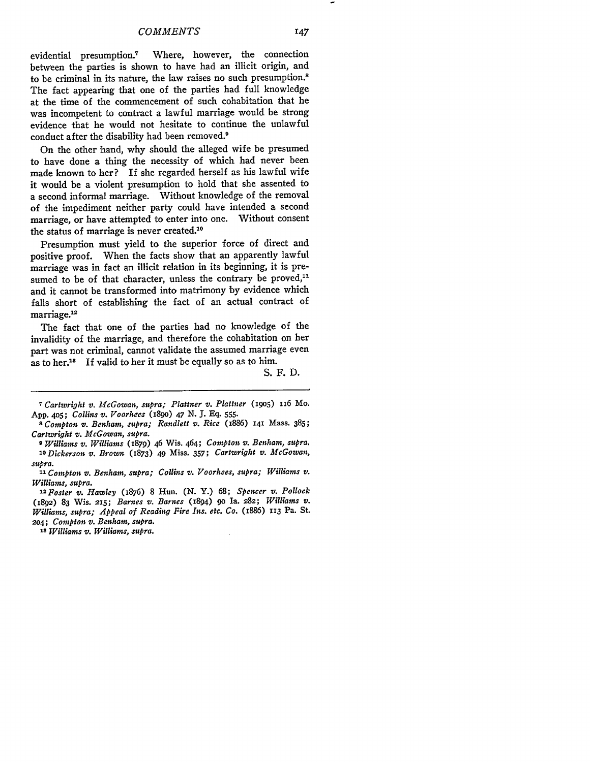evidential presumption.[7] Where, however, the connection between the parties is shown to have had an illicit origin, and to be criminal in its nature, the law raises no such presumption.[8] The fact appearing that one of the parties had full knowledge at the time of the commencement of such cohabitation that he was incompetent to contract a lawful marriage would be strong evidence that he would not hesitate to continue the unlawful conduct after the disability had been removed.[9]

On the other hand, why should the alleged wife be presumed to have done a thing the necessity of which had never been made known to her? If she regarded herself as his lawful wife it would be a violent presumption to hold that she assented to a second informal marriage. Without knowledge of the removal of the impediment neither party could have intended a second marriage, or have attempted to enter into one. Without consent the status of marriage is never created.[10]

Presumption must yield to the superior force of direct and positive proof. When the facts show that an apparently lawful marriage was in fact an illicit relation in its beginning, it is presumed to be of that character, unless the contrary be proved,[11] and it cannot be transformed into matrimony by evidence which falls short of establishing the fact of an actual contract of marriage.[12]

The fact that one of the parties had no knowledge of the invalidity of the marriage, and therefore the cohabitation on her part was not criminal, cannot validate the assumed marriage even as to her.[13] If valid to her it must be equally so as to him.

S. F. D.

---

[7] *Cartwright v. McGowan, supra; Plattner v. Plattner* (1905) 116 Mo. App. 405; *Collins v. Voorhees* (1890) 47 N. J. Eq. 555.

[8] *Compton v. Benham, supra; Randlett v. Rice* (1886) 141 Mass. 385; *Cartwright v. McGowan, supra.*

[9] *Williams v. Williams* (1879) 46 Wis. 464; *Compton v. Benham, supra.*

[10] *Dickerson v. Brown* (1873) 49 Miss. 357; *Cartwright v. McGowan, supra.*

[11] *Compton v. Benham, supra; Collins v. Voorhees, supra; Williams v. Williams, supra.*

[12] *Foster v. Hawley* (1876) 8 Hun. (N. Y.) 68; *Spencer v. Pollock* (1892) 83 Wis. 215; *Barnes v. Barnes* (1894) 90 Ia. 282; *Williams v. Williams, supra; Appeal of Reading Fire Ins. etc. Co.* (1886) 113 Pa. St. 204; *Compton v. Benham, supra.*

[13] *Williams v. Williams, supra.*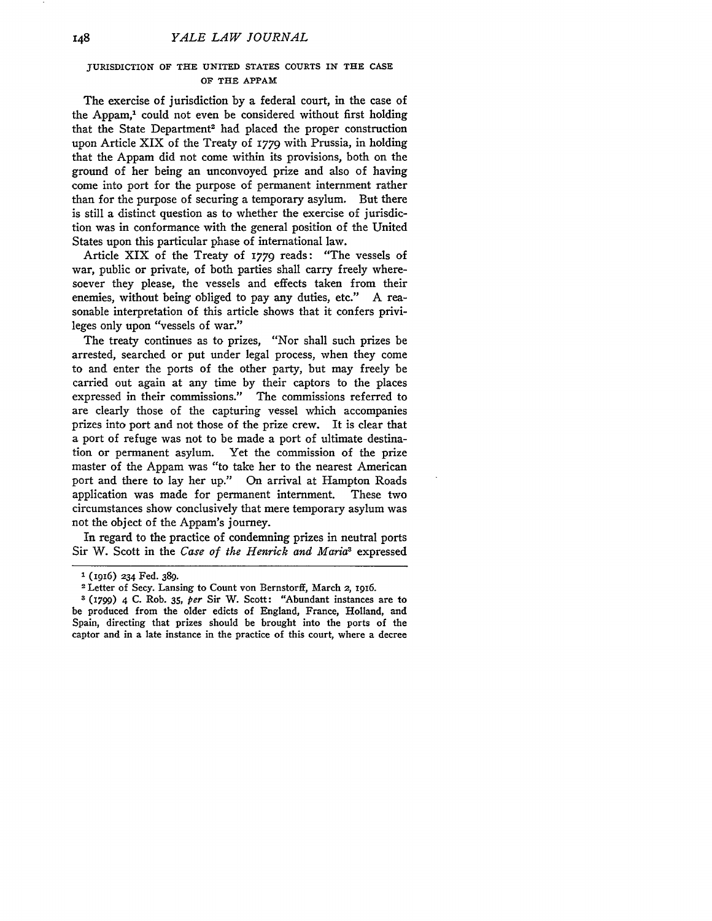### JURISDICTION OF THE UNITED STATES COURTS IN THE CASE OF THE APPAM

The exercise of jurisdiction by a federal court, in the case of the Appam,[1] could not even be considered without first holding that the State Department[2] had placed the proper construction upon Article XIX of the Treaty of 1779 with Prussia, in holding that the Appam did not come within its provisions, both on the ground of her being an unconvoyed prize and also of having come into port for the purpose of permanent internment rather than for the purpose of securing a temporary asylum. But there is still a distinct question as to whether the exercise of jurisdiction was in conformance with the general position of the United States upon this particular phase of international law.

Article XIX of the Treaty of 1779 reads: "The vessels of war, public or private, of both parties shall carry freely wheresoever they please, the vessels and effects taken from their enemies, without being obliged to pay any duties, etc." A reasonable interpretation of this article shows that it confers privileges only upon "vessels of war."

The treaty continues as to prizes, "Nor shall such prizes be arrested, searched or put under legal process, when they come to and enter the ports of the other party, but may freely be carried out again at any time by their captors to the places expressed in their commissions." The commissions referred to are clearly those of the capturing vessel which accompanies prizes into port and not those of the prize crew. It is clear that a port of refuge was not to be made a port of ultimate destination or permanent asylum. Yet the commission of the prize master of the Appam was "to take her to the nearest American port and there to lay her up." On arrival at Hampton Roads application was made for permanent internment. These two circumstances show conclusively that mere temporary asylum was not the object of the Appam's journey.

In regard to the practice of condemning prizes in neutral ports Sir W. Scott in the *Case of the Henrick and Maria*[3] expressed

---

[1] (1916) 234 Fed. 389.

[2] Letter of Secy. Lansing to Count von Bernstorff, March 2, 1916.

[3] (1799) 4 C. Rob. 35, *per* Sir W. Scott: "Abundant instances are to be produced from the older edicts of England, France, Holland, and Spain, directing that prizes should be brought into the ports of the captor and in a late instance in the practice of this court, where a decree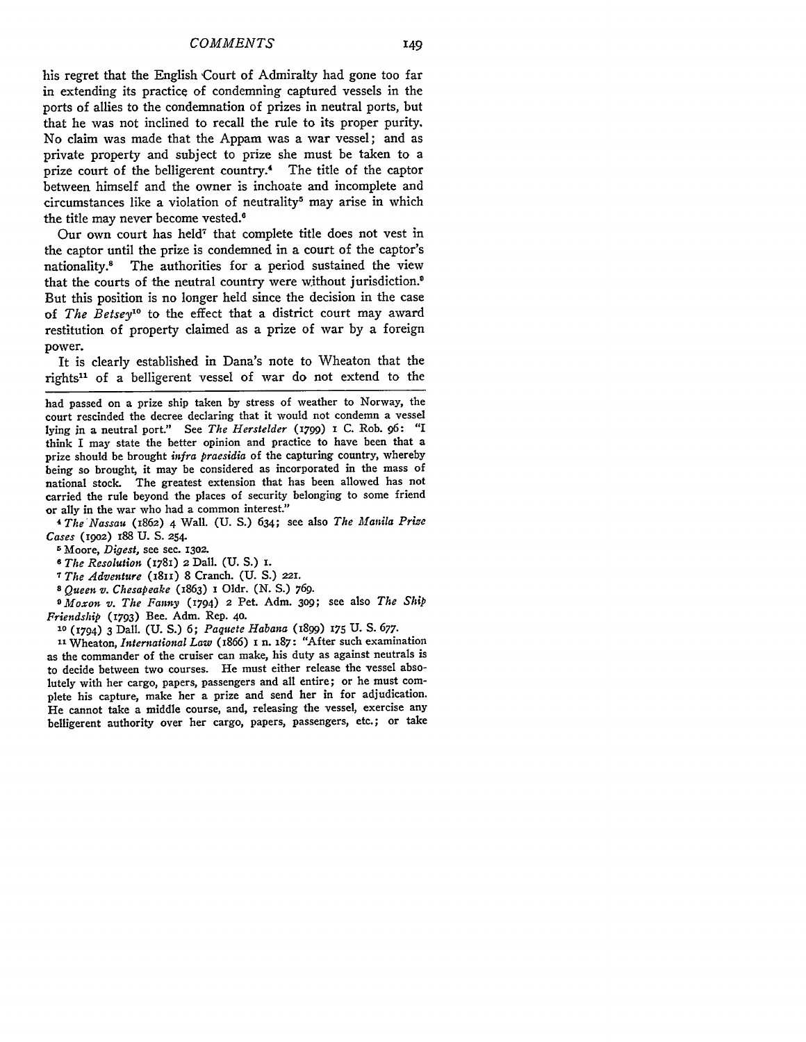his regret that the English Court of Admiralty had gone too far in extending its practice of condemning captured vessels in the ports of allies to the condemnation of prizes in neutral ports, but that he was not inclined to recall the rule to its proper purity. No claim was made that the Appam was a war vessel; and as private property and subject to prize she must be taken to a prize court of the belligerent country.[4] The title of the captor between himself and the owner is inchoate and incomplete and circumstances like a violation of neutrality[5] may arise in which the title may never become vested.[6]

Our own court has held[7] that complete title does not vest in the captor until the prize is condemned in a court of the captor's nationality.[8] The authorities for a period sustained the view that the courts of the neutral country were without jurisdiction.[9] But this position is no longer held since the decision in the case of *The Betsey*[10] to the effect that a district court may award restitution of property claimed as a prize of war by a foreign power.

It is clearly established in Dana's note to Wheaton that the rights[11] of a belligerent vessel of war do not extend to the

---

had passed on a prize ship taken by stress of weather to Norway, the court rescinded the decree declaring that it would not condemn a vessel lying in a neutral port." See *The Herstelder* (1799) 1 C. Rob. 96: "I think I may state the better opinion and practice to have been that a prize should be brought *infra praesidia* of the capturing country, whereby being so brought, it may be considered as incorporated in the mass of national stock. The greatest extension that has been allowed has not carried the rule beyond the places of security belonging to some friend or ally in the war who had a common interest."

[4] *The Nassau* (1862) 4 Wall. (U. S.) 634; see also *The Manila Prize Cases* (1902) 188 U. S. 254.

[5] Moore, *Digest*, see sec. 1302.

[6] *The Resolution* (1781) 2 Dall. (U. S.) 1.

[7] *The Adventure* (1811) 8 Cranch. (U. S.) 221.

[8] *Queen v. Chesapeake* (1863) 1 Oldr. (N. S.) 769.

[9] *Moxon v. The Fanny* (1794) 2 Pet. Adm. 309; see also *The Ship Friendship* (1793) Bee. Adm. Rep. 40.

[10] (1794) 3 Dall. (U. S.) 6; *Paquete Habana* (1899) 175 U. S. 677.

[11] Wheaton, *International Law* (1866) 1 n. 187: "After such examination as the commander of the cruiser can make, his duty as against neutrals is to decide between two courses. He must either release the vessel absolutely with her cargo, papers, passengers and all entire; or he must complete his capture, make her a prize and send her in for adjudication. He cannot take a middle course, and, releasing the vessel, exercise any belligerent authority over her cargo, papers, passengers, etc.; or take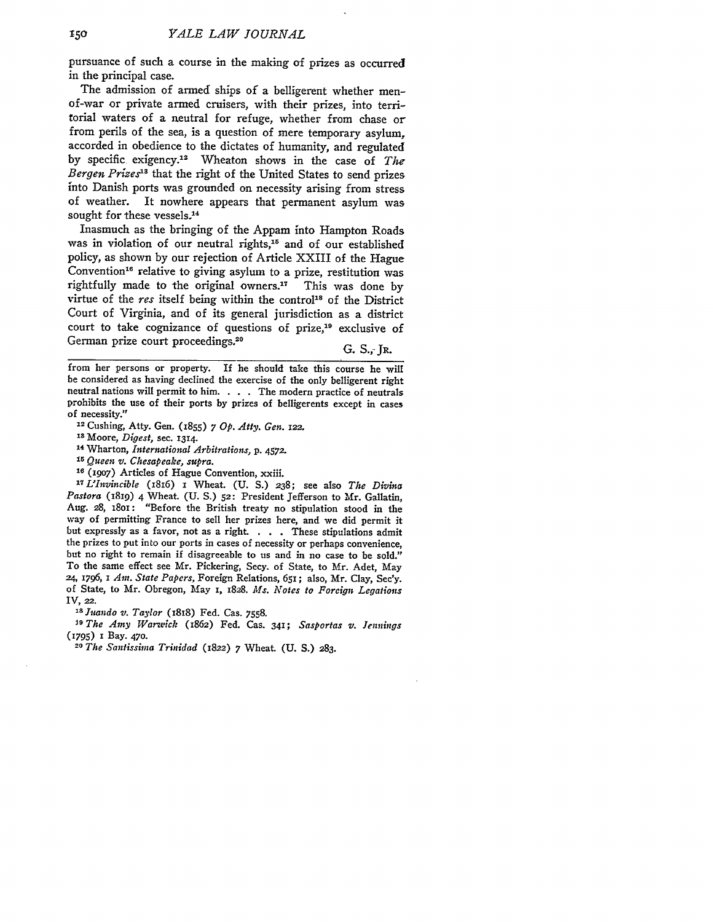pursuance of such a course in the making of prizes as occurred in the principal case.

The admission of armed ships of a belligerent whether men-of-war or private armed cruisers, with their prizes, into territorial waters of a neutral for refuge, whether from chase or from perils of the sea, is a question of mere temporary asylum, accorded in obedience to the dictates of humanity, and regulated by specific exigency.[12] Wheaton shows in the case of *The Bergen Prizes*[13] that the right of the United States to send prizes into Danish ports was grounded on necessity arising from stress of weather. It nowhere appears that permanent asylum was sought for these vessels.[14]

Inasmuch as the bringing of the Appam into Hampton Roads was in violation of our neutral rights,[15] and of our established policy, as shown by our rejection of Article XXIII of the Hague Convention[16] relative to giving asylum to a prize, restitution was rightfully made to the original owners.[17] This was done by virtue of the *res* itself being within the control[18] of the District Court of Virginia, and of its general jurisdiction as a district court to take cognizance of questions of prize,[19] exclusive of German prize court proceedings.[20]

G. S., Jr.

---

from her persons or property. If he should take this course he will be considered as having declined the exercise of the only belligerent right neutral nations will permit to him. . . . The modern practice of neutrals prohibits the use of their ports by prizes of belligerents except in cases of necessity."

[12] Cushing, Atty. Gen. (1855) 7 *Op. Atty. Gen.* 122.

[13] Moore, *Digest*, sec. 1314.

[14] Wharton, *International Arbitrations*, p. 4572.

[15] *Queen v. Chesapeake*, *supra*.

[16] (1907) Articles of Hague Convention, xxiii.

[17] *L'Invincible* (1816) 1 Wheat. (U. S.) 238; see also *The Divina Pastora* (1819) 4 Wheat. (U. S.) 52: President Jefferson to Mr. Gallatin, Aug. 28, 1801: "Before the British treaty no stipulation stood in the way of permitting France to sell her prizes here, and we did permit it but expressly as a favor, not as a right. . . . These stipulations admit the prizes to put into our ports in cases of necessity or perhaps convenience, but no right to remain if disagreeable to us and in no case to be sold." To the same effect see Mr. Pickering, Secy. of State, to Mr. Adet, May 24, 1796, 1 *Am. State Papers*, Foreign Relations, 651; also, Mr. Clay, Sec'y. of State, to Mr. Obregon, May 1, 1828. *Ms. Notes to Foreign Legations* IV, 22.

[18] *Juando v. Taylor* (1818) Fed. Cas. 7558.

[19] *The Amy Warwick* (1862) Fed. Cas. 341; *Sasportas v. Jennings* (1795) 1 Bay. 470.

[20] *The Santissima Trinidad* (1822) 7 Wheat. (U. S.) 283.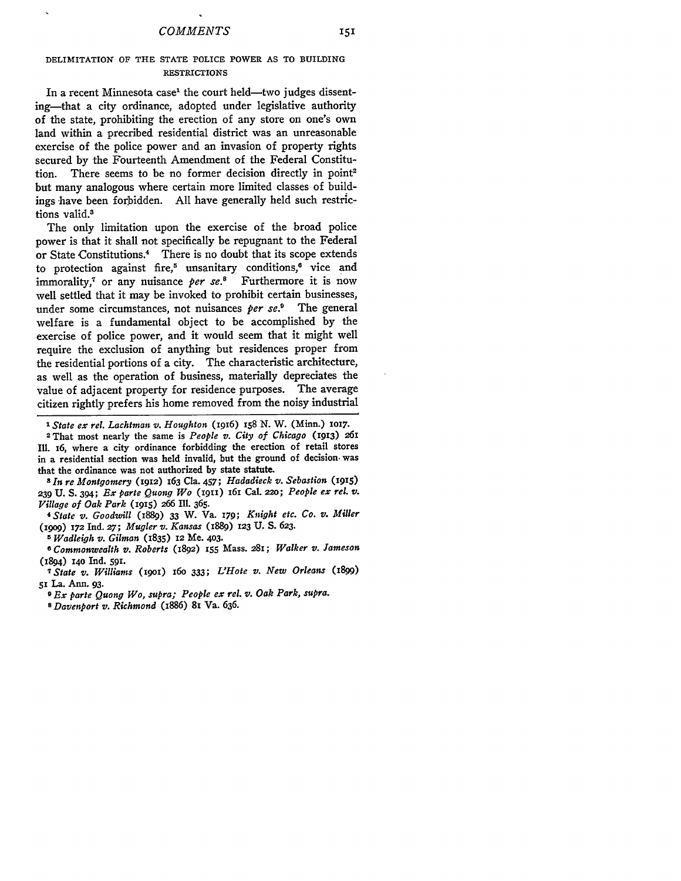## DELIMITATION OF THE STATE POLICE POWER AS TO BUILDING RESTRICTIONS

In a recent Minnesota case[1] the court held—two judges dissenting—that a city ordinance, adopted under legislative authority of the state, prohibiting the erection of any store on one's own land within a precribed residential district was an unreasonable exercise of the police power and an invasion of property rights secured by the Fourteenth Amendment of the Federal Constitution. There seems to be no former decision directly in point[2] but many analogous where certain more limited classes of buildings have been forbidden. All have generally held such restrictions valid.[3]

The only limitation upon the exercise of the broad police power is that it shall not specifically be repugnant to the Federal or State Constitutions.[4] There is no doubt that its scope extends to protection against fire,[5] unsanitary conditions,[6] vice and immorality,[7] or any nuisance *per se*.[8] Furthermore it is now well settled that it may be invoked to prohibit certain businesses, under some circumstances, not nuisances *per se*.[9] The general welfare is a fundamental object to be accomplished by the exercise of police power, and it would seem that it might well require the exclusion of anything but residences proper from the residential portions of a city. The characteristic architecture, as well as the operation of business, materially depreciates the value of adjacent property for residence purposes. The average citizen rightly prefers his home removed from the noisy industrial

---

[1] *State ex rel. Lachtman v. Houghton* (1916) 158 N. W. (Minn.) 1017.

[2] That most nearly the same is *People v. City of Chicago* (1913) 261 Ill. 16, where a city ordinance forbidding the erection of retail stores in a residential section was held invalid, but the ground of decision was that the ordinance was not authorized by state statute.

[3] *In re Montgomery* (1912) 163 Cla. 457; *Hadadieck v. Sebastion* (1915) 239 U. S. 394; *Ex parte Quong Wo* (1911) 161 Cal. 220; *People ex rel. v. Village of Oak Park* (1915) 266 Ill. 365.

[4] *State v. Goodwill* (1889) 33 W. Va. 179; *Knight etc. Co. v. Miller* (1909) 172 Ind. 27; *Mugler v. Kansas* (1889) 123 U. S. 623.

[5] *Wadleigh v. Gilman* (1835) 12 Me. 403.

[6] *Commonwealth v. Roberts* (1892) 155 Mass. 281; *Walker v. Jameson* (1894) 140 Ind. 591.

[7] *State v. Williams* (1901) 160 333; *L'Hote v. New Orleans* (1899) 51 La. Ann. 93.

[9] *Ex parte Quong Wo, supra; People ex rel. v. Oak Park, supra.*

[8] *Davenport v. Richmond* (1886) 81 Va. 636.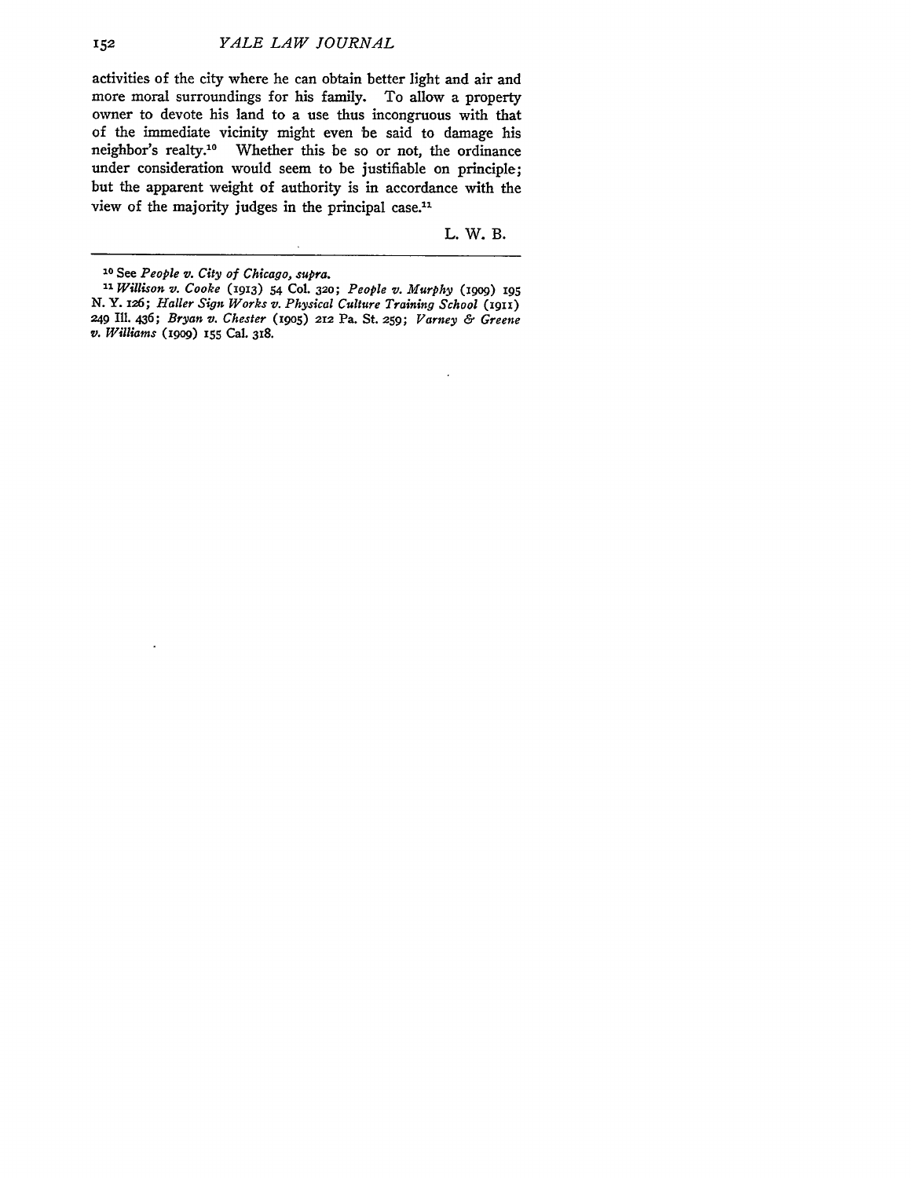activities of the city where he can obtain better light and air and more moral surroundings for his family. To allow a property owner to devote his land to a use thus incongruous with that of the immediate vicinity might even be said to damage his neighbor's realty.[10] Whether this be so or not, the ordinance under consideration would seem to be justifiable on principle; but the apparent weight of authority is in accordance with the view of the majority judges in the principal case.[11]

L. W. B.

---

[10] See *People v. City of Chicago, supra.*

[11] *Willison v. Cooke* (1913) 54 Col. 320; *People v. Murphy* (1909) 195 N. Y. 126; *Haller Sign Works v. Physical Culture Training School* (1911) 249 Ill. 436; *Bryan v. Chester* (1905) 212 Pa. St. 259; *Varney & Greene v. Williams* (1909) 155 Cal. 318.